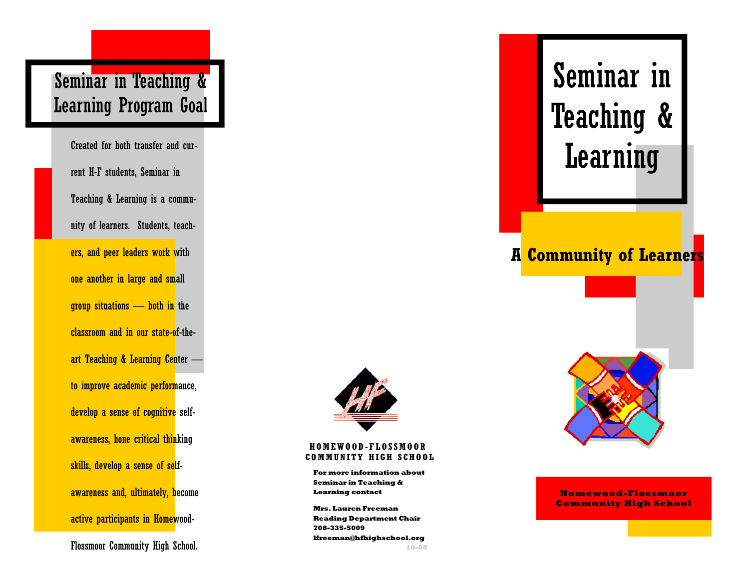## Seminar in Teaching & Learning Program Goal

Created for both transfer and current H-F students, Seminar in Teaching & Learning is a community of learners. Students, teachers, and peer leaders work with one another in large and small group situations — both in the classroom and in our state-of-the-art Teaching & Learning Center — to improve academic performance, develop a sense of cognitive self-awareness, hone critical thinking skills, develop a sense of self-awareness and, ultimately, become active participants in Homewood-Flossmoor Community High School.

**HOMEWOOD-FLOSSMOOR COMMUNITY HIGH SCHOOL**

**For more information about Seminar in Teaching & Learning contact**

**Mrs. Lauren Freeman**
**Reading Department Chair**
**708-335-5009**
**lfreeman@hfhighschool.org**

10-08

# Seminar in Teaching & Learning

## A Community of Learners

**Homewood-Flossmoor Community High School**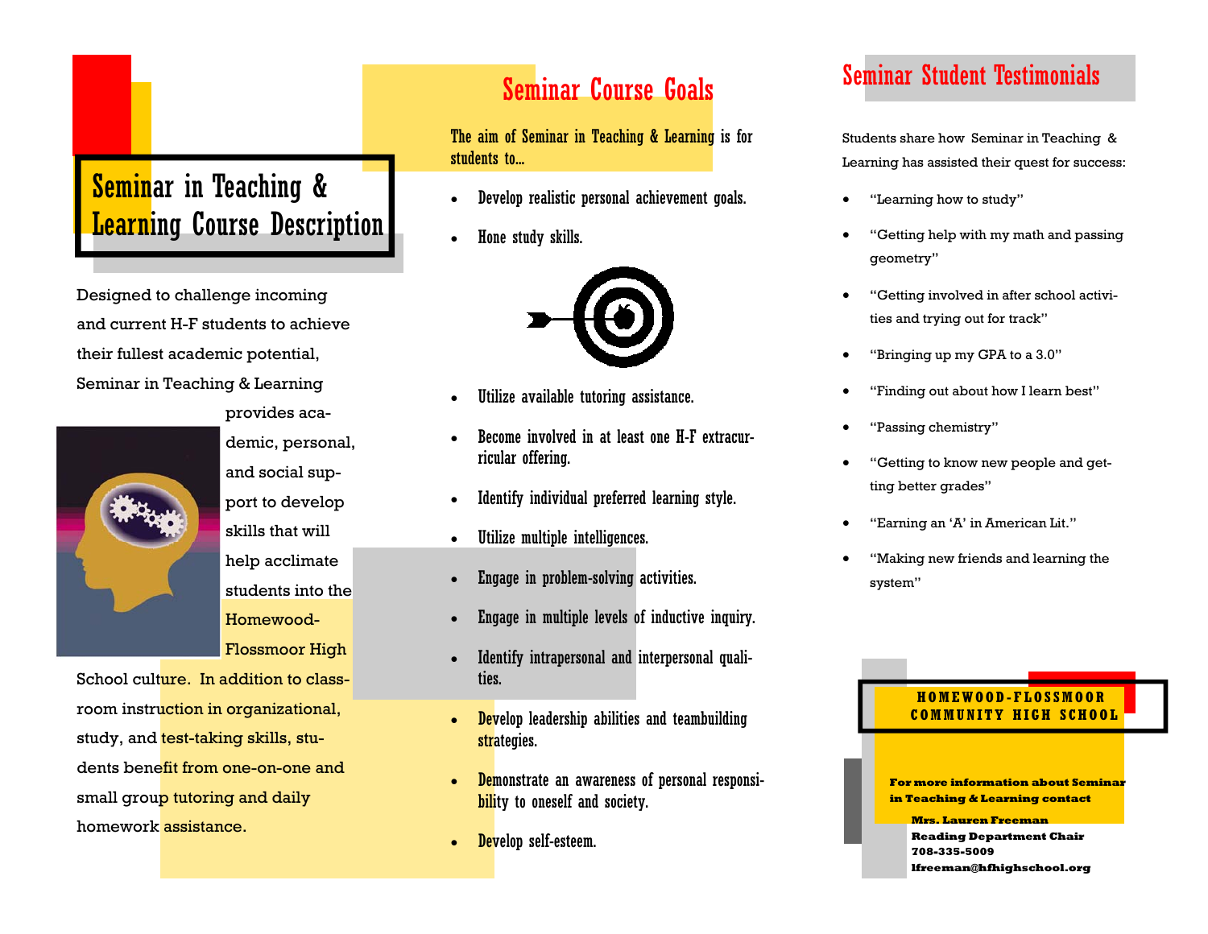# Seminar in Teaching & Learning Course Description

Designed to challenge incoming and current H-F students to achieve their fullest academic potential, Seminar in Teaching & Learning provides academic, personal, and social support to develop skills that will help acclimate students into the Homewood-Flossmoor High School culture. In addition to classroom instruction in organizational, study, and test-taking skills, students benefit from one-on-one and small group tutoring and daily homework assistance.

## Seminar Course Goals

The aim of Seminar in Teaching & Learning is for students to...

- Develop realistic personal achievement goals.
- Hone study skills.
- Utilize available tutoring assistance.
- Become involved in at least one H-F extracurricular offering.
- Identify individual preferred learning style.
- Utilize multiple intelligences.
- Engage in problem-solving activities.
- Engage in multiple levels of inductive inquiry.
- Identify intrapersonal and interpersonal qualities.
- Develop leadership abilities and teambuilding strategies.
- Demonstrate an awareness of personal responsibility to oneself and society.
- Develop self-esteem.

## Seminar Student Testimonials

Students share how Seminar in Teaching & Learning has assisted their quest for success:

- "Learning how to study"
- "Getting help with my math and passing geometry"
- "Getting involved in after school activities and trying out for track"
- "Bringing up my GPA to a 3.0"
- "Finding out about how I learn best"
- "Passing chemistry"
- "Getting to know new people and getting better grades"
- "Earning an 'A' in American Lit."
- "Making new friends and learning the system"

**HOMEWOOD-FLOSSMOOR COMMUNITY HIGH SCHOOL**

**For more information about Seminar in Teaching & Learning contact**

**Mrs. Lauren Freeman**
**Reading Department Chair**
**708-335-5009**
**lfreeman@hfhighschool.org**